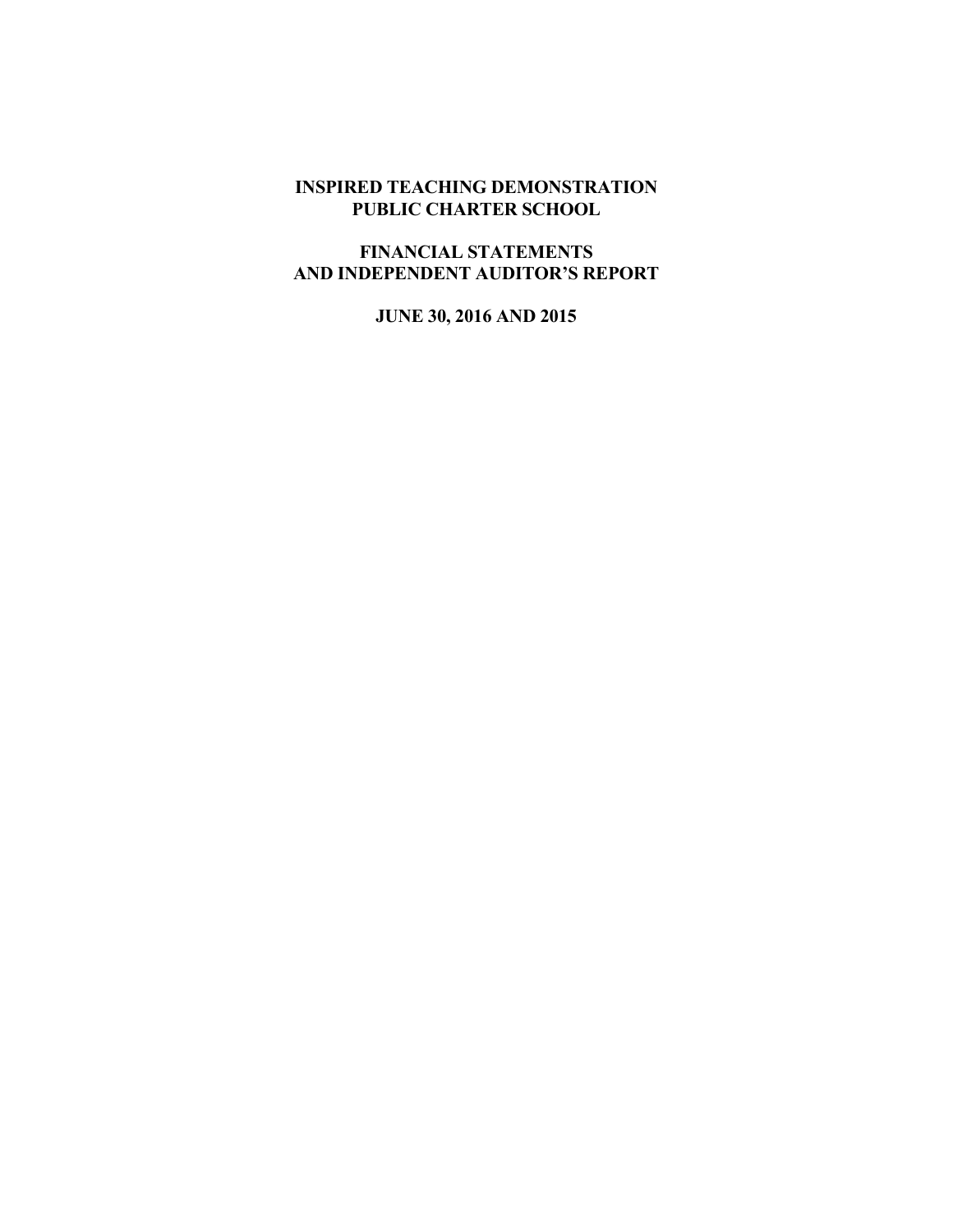# INSPIRED TEACHING DEMONSTRATION PUBLIC CHARTER SCHOOL

## FINANCIAL STATEMENTS AND INDEPENDENT AUDITOR'S REPORT

### JUNE 30, 2016 AND 2015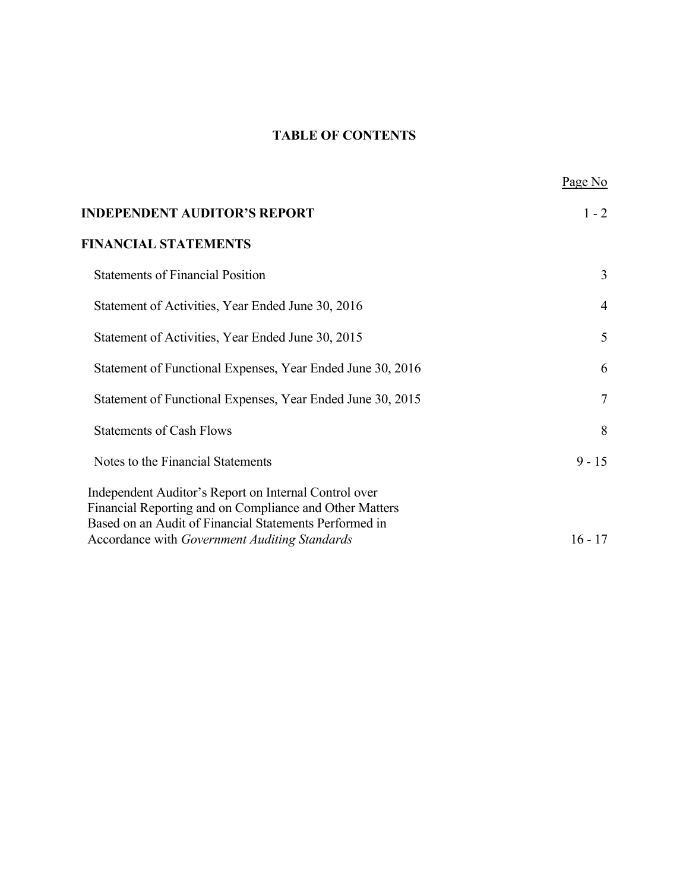# TABLE OF CONTENTS

| | Page No |
|---|---|
| **INDEPENDENT AUDITOR'S REPORT** | 1 - 2 |
| **FINANCIAL STATEMENTS** | |
| Statements of Financial Position | 3 |
| Statement of Activities, Year Ended June 30, 2016 | 4 |
| Statement of Activities, Year Ended June 30, 2015 | 5 |
| Statement of Functional Expenses, Year Ended June 30, 2016 | 6 |
| Statement of Functional Expenses, Year Ended June 30, 2015 | 7 |
| Statements of Cash Flows | 8 |
| Notes to the Financial Statements | 9 - 15 |
| Independent Auditor's Report on Internal Control over Financial Reporting and on Compliance and Other Matters Based on an Audit of Financial Statements Performed in Accordance with *Government Auditing Standards* | 16 - 17 |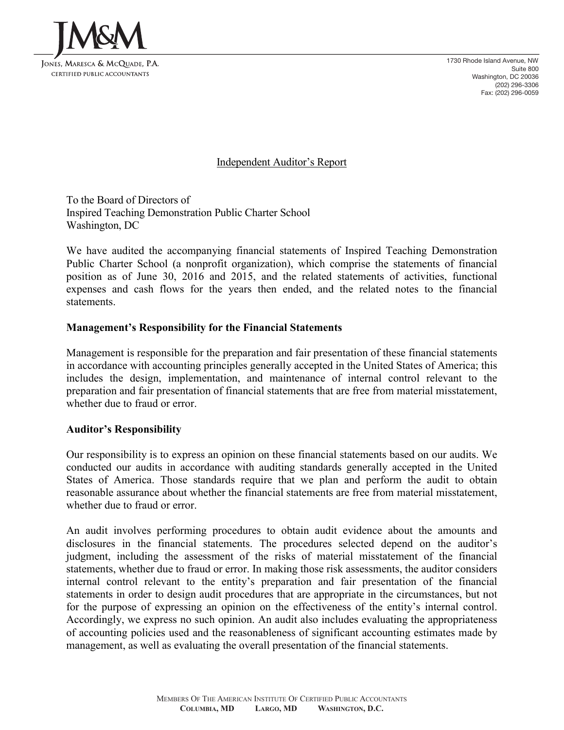JM&M

Jones, Maresca & McQuade, P.A.
Certified Public Accountants

1730 Rhode Island Avenue, NW
Suite 800
Washington, DC 20036
(202) 296-3306
Fax: (202) 296-0059

# Independent Auditor's Report

To the Board of Directors of
Inspired Teaching Demonstration Public Charter School
Washington, DC

We have audited the accompanying financial statements of Inspired Teaching Demonstration Public Charter School (a nonprofit organization), which comprise the statements of financial position as of June 30, 2016 and 2015, and the related statements of activities, functional expenses and cash flows for the years then ended, and the related notes to the financial statements.

**Management's Responsibility for the Financial Statements**

Management is responsible for the preparation and fair presentation of these financial statements in accordance with accounting principles generally accepted in the United States of America; this includes the design, implementation, and maintenance of internal control relevant to the preparation and fair presentation of financial statements that are free from material misstatement, whether due to fraud or error.

**Auditor's Responsibility**

Our responsibility is to express an opinion on these financial statements based on our audits. We conducted our audits in accordance with auditing standards generally accepted in the United States of America. Those standards require that we plan and perform the audit to obtain reasonable assurance about whether the financial statements are free from material misstatement, whether due to fraud or error.

An audit involves performing procedures to obtain audit evidence about the amounts and disclosures in the financial statements. The procedures selected depend on the auditor's judgment, including the assessment of the risks of material misstatement of the financial statements, whether due to fraud or error. In making those risk assessments, the auditor considers internal control relevant to the entity's preparation and fair presentation of the financial statements in order to design audit procedures that are appropriate in the circumstances, but not for the purpose of expressing an opinion on the effectiveness of the entity's internal control. Accordingly, we express no such opinion. An audit also includes evaluating the appropriateness of accounting policies used and the reasonableness of significant accounting estimates made by management, as well as evaluating the overall presentation of the financial statements.

Members Of The American Institute Of Certified Public Accountants
Columbia, MD Largo, MD Washington, D.C.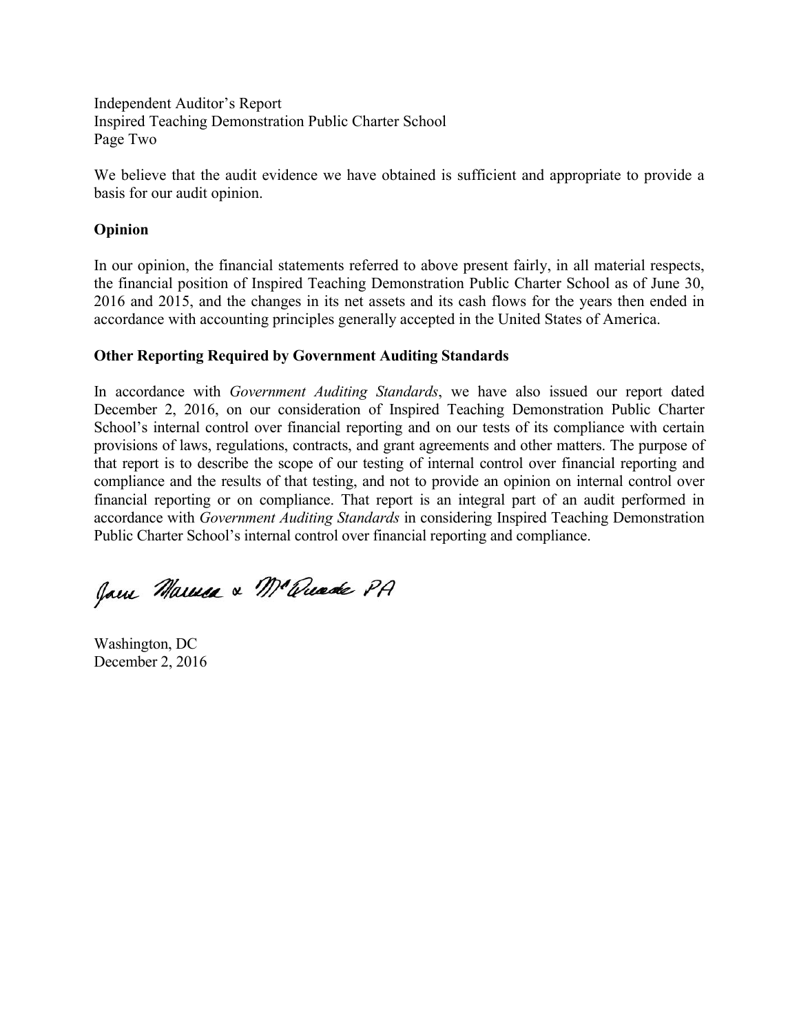Independent Auditor's Report
Inspired Teaching Demonstration Public Charter School
Page Two

We believe that the audit evidence we have obtained is sufficient and appropriate to provide a basis for our audit opinion.

**Opinion**

In our opinion, the financial statements referred to above present fairly, in all material respects, the financial position of Inspired Teaching Demonstration Public Charter School as of June 30, 2016 and 2015, and the changes in its net assets and its cash flows for the years then ended in accordance with accounting principles generally accepted in the United States of America.

**Other Reporting Required by Government Auditing Standards**

In accordance with *Government Auditing Standards*, we have also issued our report dated December 2, 2016, on our consideration of Inspired Teaching Demonstration Public Charter School's internal control over financial reporting and on our tests of its compliance with certain provisions of laws, regulations, contracts, and grant agreements and other matters. The purpose of that report is to describe the scope of our testing of internal control over financial reporting and compliance and the results of that testing, and not to provide an opinion on internal control over financial reporting or on compliance. That report is an integral part of an audit performed in accordance with *Government Auditing Standards* in considering Inspired Teaching Demonstration Public Charter School's internal control over financial reporting and compliance.

Jones Marucca & McQuade PA

Washington, DC
December 2, 2016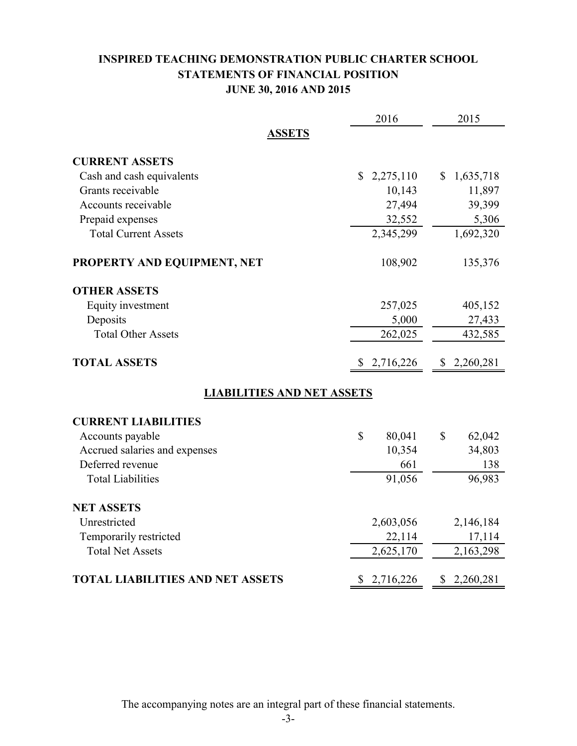# INSPIRED TEACHING DEMONSTRATION PUBLIC CHARTER SCHOOL
## STATEMENTS OF FINANCIAL POSITION
### JUNE 30, 2016 AND 2015

| | 2016 | 2015 |
|---|---|---|
| **ASSETS** | | |
| **CURRENT ASSETS** | | |
| Cash and cash equivalents | $ 2,275,110 | $ 1,635,718 |
| Grants receivable | 10,143 | 11,897 |
| Accounts receivable | 27,494 | 39,399 |
| Prepaid expenses | 32,552 | 5,306 |
| Total Current Assets | 2,345,299 | 1,692,320 |
| **PROPERTY AND EQUIPMENT, NET** | 108,902 | 135,376 |
| **OTHER ASSETS** | | |
| Equity investment | 257,025 | 405,152 |
| Deposits | 5,000 | 27,433 |
| Total Other Assets | 262,025 | 432,585 |
| **TOTAL ASSETS** | $ 2,716,226 | $ 2,260,281 |
| **LIABILITIES AND NET ASSETS** | | |
| **CURRENT LIABILITIES** | | |
| Accounts payable | $ 80,041 | $ 62,042 |
| Accrued salaries and expenses | 10,354 | 34,803 |
| Deferred revenue | 661 | 138 |
| Total Liabilities | 91,056 | 96,983 |
| **NET ASSETS** | | |
| Unrestricted | 2,603,056 | 2,146,184 |
| Temporarily restricted | 22,114 | 17,114 |
| Total Net Assets | 2,625,170 | 2,163,298 |
| **TOTAL LIABILITIES AND NET ASSETS** | $ 2,716,226 | $ 2,260,281 |

The accompanying notes are an integral part of these financial statements.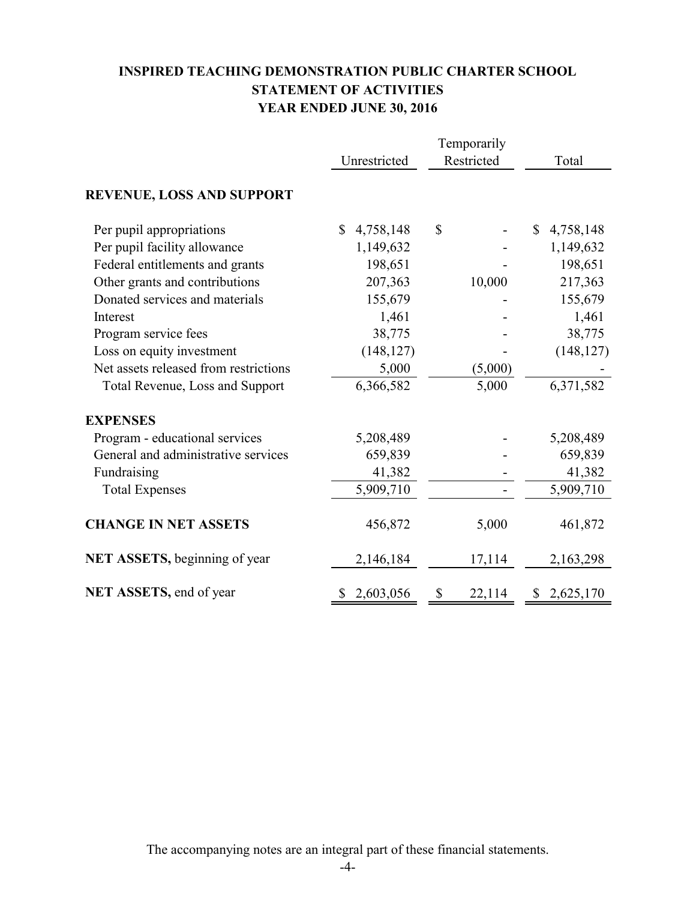# INSPIRED TEACHING DEMONSTRATION PUBLIC CHARTER SCHOOL
## STATEMENT OF ACTIVITIES
## YEAR ENDED JUNE 30, 2016

| | Unrestricted | Temporarily Restricted | Total |
|---|---|---|---|
| **REVENUE, LOSS AND SUPPORT** | | | |
| Per pupil appropriations | $ 4,758,148 | $ - | $ 4,758,148 |
| Per pupil facility allowance | 1,149,632 | - | 1,149,632 |
| Federal entitlements and grants | 198,651 | - | 198,651 |
| Other grants and contributions | 207,363 | 10,000 | 217,363 |
| Donated services and materials | 155,679 | - | 155,679 |
| Interest | 1,461 | - | 1,461 |
| Program service fees | 38,775 | - | 38,775 |
| Loss on equity investment | (148,127) | - | (148,127) |
| Net assets released from restrictions | 5,000 | (5,000) | - |
| Total Revenue, Loss and Support | 6,366,582 | 5,000 | 6,371,582 |
| **EXPENSES** | | | |
| Program - educational services | 5,208,489 | - | 5,208,489 |
| General and administrative services | 659,839 | - | 659,839 |
| Fundraising | 41,382 | - | 41,382 |
| Total Expenses | 5,909,710 | - | 5,909,710 |
| **CHANGE IN NET ASSETS** | 456,872 | 5,000 | 461,872 |
| **NET ASSETS,** beginning of year | 2,146,184 | 17,114 | 2,163,298 |
| **NET ASSETS,** end of year | $ 2,603,056 | $ 22,114 | $ 2,625,170 |

The accompanying notes are an integral part of these financial statements.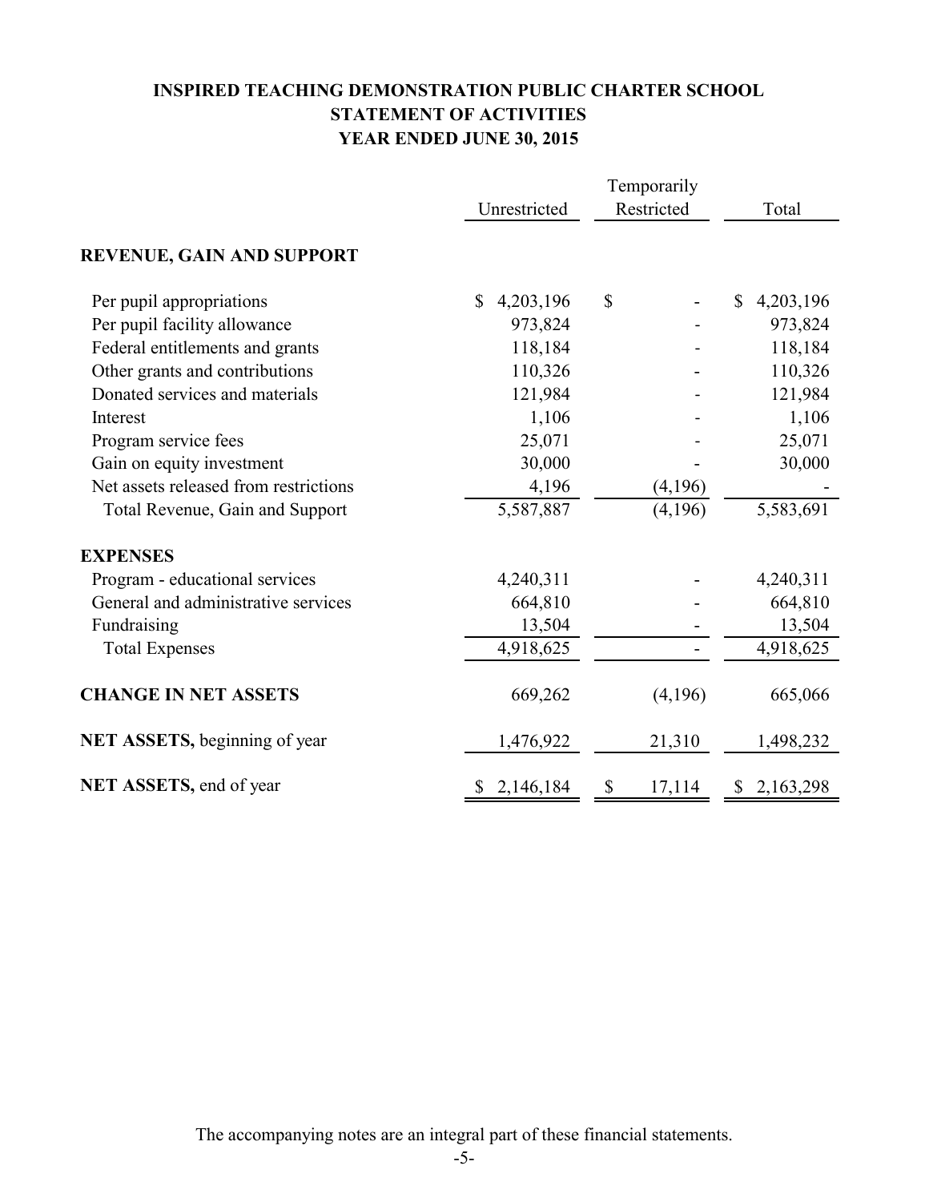# INSPIRED TEACHING DEMONSTRATION PUBLIC CHARTER SCHOOL
## STATEMENT OF ACTIVITIES
### YEAR ENDED JUNE 30, 2015

| | Unrestricted | Temporarily Restricted | Total |
|---|---|---|---|
| **REVENUE, GAIN AND SUPPORT** | | | |
| Per pupil appropriations | $ 4,203,196 | $ - | $ 4,203,196 |
| Per pupil facility allowance | 973,824 | - | 973,824 |
| Federal entitlements and grants | 118,184 | - | 118,184 |
| Other grants and contributions | 110,326 | - | 110,326 |
| Donated services and materials | 121,984 | - | 121,984 |
| Interest | 1,106 | - | 1,106 |
| Program service fees | 25,071 | - | 25,071 |
| Gain on equity investment | 30,000 | - | 30,000 |
| Net assets released from restrictions | 4,196 | (4,196) | - |
| Total Revenue, Gain and Support | 5,587,887 | (4,196) | 5,583,691 |
| **EXPENSES** | | | |
| Program - educational services | 4,240,311 | - | 4,240,311 |
| General and administrative services | 664,810 | - | 664,810 |
| Fundraising | 13,504 | - | 13,504 |
| Total Expenses | 4,918,625 | - | 4,918,625 |
| **CHANGE IN NET ASSETS** | 669,262 | (4,196) | 665,066 |
| **NET ASSETS,** beginning of year | 1,476,922 | 21,310 | 1,498,232 |
| **NET ASSETS,** end of year | $ 2,146,184 | $ 17,114 | $ 2,163,298 |

The accompanying notes are an integral part of these financial statements.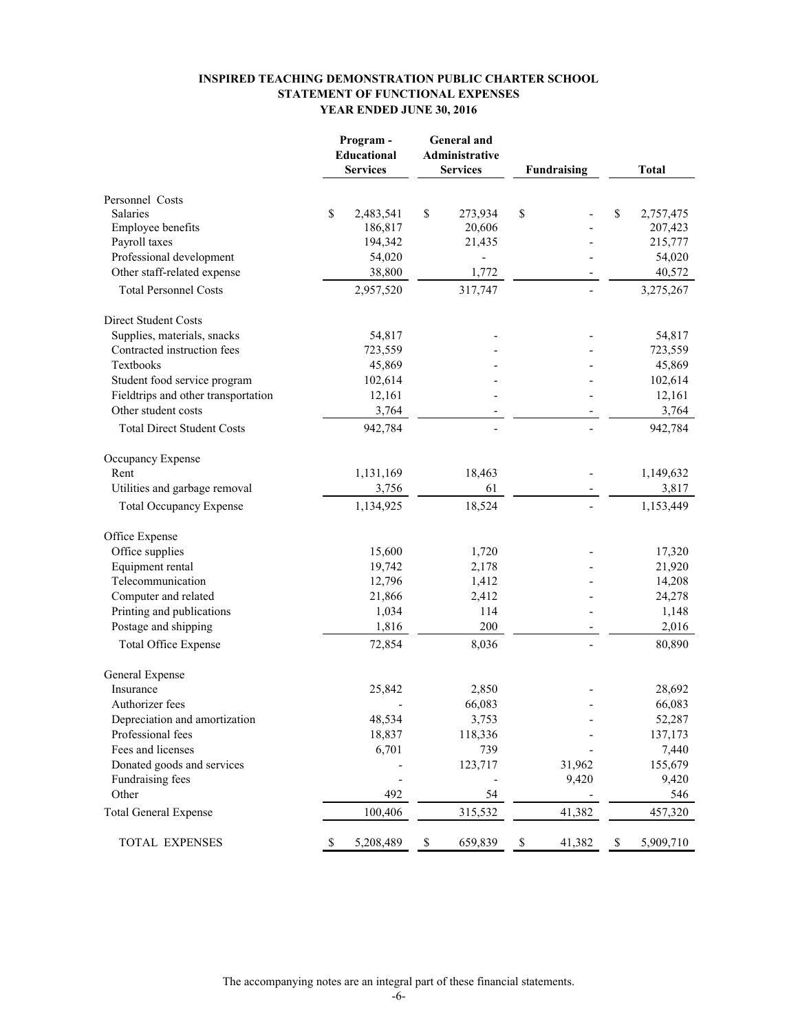**INSPIRED TEACHING DEMONSTRATION PUBLIC CHARTER SCHOOL**
**STATEMENT OF FUNCTIONAL EXPENSES**
**YEAR ENDED JUNE 30, 2016**

| | Program - Educational Services | General and Administrative Services | Fundraising | Total |
|---|---|---|---|---|
| Personnel Costs | | | | |
| Salaries | $ 2,483,541 | $ 273,934 | $ - | $ 2,757,475 |
| Employee benefits | 186,817 | 20,606 | - | 207,423 |
| Payroll taxes | 194,342 | 21,435 | - | 215,777 |
| Professional development | 54,020 | - | - | 54,020 |
| Other staff-related expense | 38,800 | 1,772 | - | 40,572 |
| Total Personnel Costs | 2,957,520 | 317,747 | - | 3,275,267 |
| Direct Student Costs | | | | |
| Supplies, materials, snacks | 54,817 | - | - | 54,817 |
| Contracted instruction fees | 723,559 | - | - | 723,559 |
| Textbooks | 45,869 | - | - | 45,869 |
| Student food service program | 102,614 | - | - | 102,614 |
| Fieldtrips and other transportation | 12,161 | - | - | 12,161 |
| Other student costs | 3,764 | - | - | 3,764 |
| Total Direct Student Costs | 942,784 | - | - | 942,784 |
| Occupancy Expense | | | | |
| Rent | 1,131,169 | 18,463 | - | 1,149,632 |
| Utilities and garbage removal | 3,756 | 61 | - | 3,817 |
| Total Occupancy Expense | 1,134,925 | 18,524 | - | 1,153,449 |
| Office Expense | | | | |
| Office supplies | 15,600 | 1,720 | - | 17,320 |
| Equipment rental | 19,742 | 2,178 | - | 21,920 |
| Telecommunication | 12,796 | 1,412 | - | 14,208 |
| Computer and related | 21,866 | 2,412 | - | 24,278 |
| Printing and publications | 1,034 | 114 | - | 1,148 |
| Postage and shipping | 1,816 | 200 | - | 2,016 |
| Total Office Expense | 72,854 | 8,036 | - | 80,890 |
| General Expense | | | | |
| Insurance | 25,842 | 2,850 | - | 28,692 |
| Authorizer fees | - | 66,083 | - | 66,083 |
| Depreciation and amortization | 48,534 | 3,753 | - | 52,287 |
| Professional fees | 18,837 | 118,336 | - | 137,173 |
| Fees and licenses | 6,701 | 739 | - | 7,440 |
| Donated goods and services | - | 123,717 | 31,962 | 155,679 |
| Fundraising fees | - | - | 9,420 | 9,420 |
| Other | 492 | 54 | - | 546 |
| Total General Expense | 100,406 | 315,532 | 41,382 | 457,320 |
| TOTAL EXPENSES | $ 5,208,489 | $ 659,839 | $ 41,382 | $ 5,909,710 |

The accompanying notes are an integral part of these financial statements.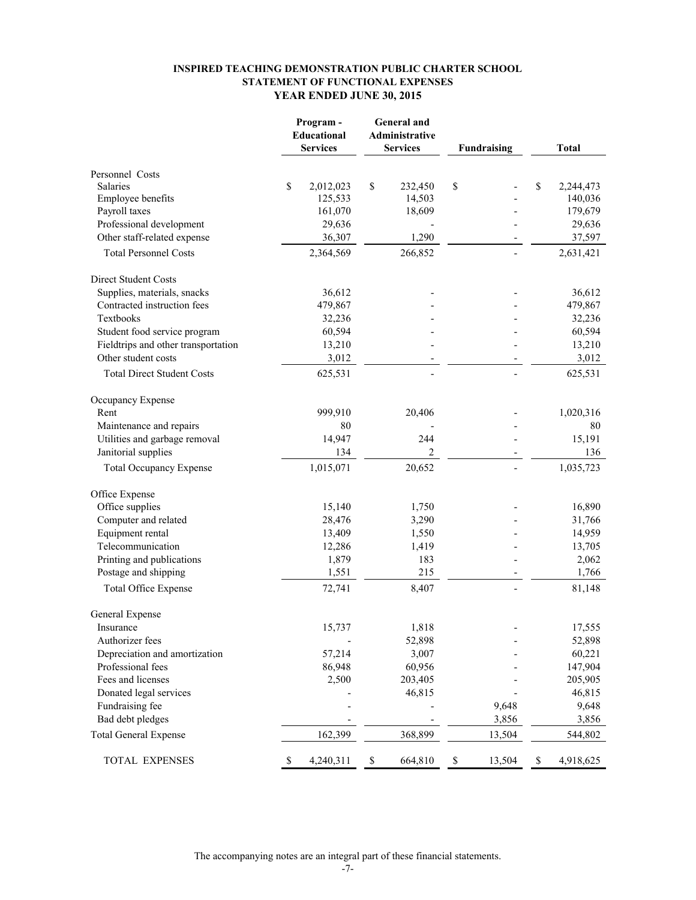**INSPIRED TEACHING DEMONSTRATION PUBLIC CHARTER SCHOOL**
**STATEMENT OF FUNCTIONAL EXPENSES**
**YEAR ENDED JUNE 30, 2015**

| | Program - Educational Services | General and Administrative Services | Fundraising | Total |
|---|---|---|---|---|
| **Personnel Costs** | | | | |
| Salaries | $ 2,012,023 | $ 232,450 | $ - | $ 2,244,473 |
| Employee benefits | 125,533 | 14,503 | - | 140,036 |
| Payroll taxes | 161,070 | 18,609 | - | 179,679 |
| Professional development | 29,636 | - | - | 29,636 |
| Other staff-related expense | 36,307 | 1,290 | - | 37,597 |
| Total Personnel Costs | 2,364,569 | 266,852 | - | 2,631,421 |
| **Direct Student Costs** | | | | |
| Supplies, materials, snacks | 36,612 | - | - | 36,612 |
| Contracted instruction fees | 479,867 | - | - | 479,867 |
| Textbooks | 32,236 | - | - | 32,236 |
| Student food service program | 60,594 | - | - | 60,594 |
| Fieldtrips and other transportation | 13,210 | - | - | 13,210 |
| Other student costs | 3,012 | - | - | 3,012 |
| Total Direct Student Costs | 625,531 | - | - | 625,531 |
| **Occupancy Expense** | | | | |
| Rent | 999,910 | 20,406 | - | 1,020,316 |
| Maintenance and repairs | 80 | - | - | 80 |
| Utilities and garbage removal | 14,947 | 244 | - | 15,191 |
| Janitorial supplies | 134 | 2 | - | 136 |
| Total Occupancy Expense | 1,015,071 | 20,652 | - | 1,035,723 |
| **Office Expense** | | | | |
| Office supplies | 15,140 | 1,750 | - | 16,890 |
| Computer and related | 28,476 | 3,290 | - | 31,766 |
| Equipment rental | 13,409 | 1,550 | - | 14,959 |
| Telecommunication | 12,286 | 1,419 | - | 13,705 |
| Printing and publications | 1,879 | 183 | - | 2,062 |
| Postage and shipping | 1,551 | 215 | - | 1,766 |
| Total Office Expense | 72,741 | 8,407 | - | 81,148 |
| **General Expense** | | | | |
| Insurance | 15,737 | 1,818 | - | 17,555 |
| Authorizer fees | - | 52,898 | - | 52,898 |
| Depreciation and amortization | 57,214 | 3,007 | - | 60,221 |
| Professional fees | 86,948 | 60,956 | - | 147,904 |
| Fees and licenses | 2,500 | 203,405 | - | 205,905 |
| Donated legal services | - | 46,815 | - | 46,815 |
| Fundraising fee | - | - | 9,648 | 9,648 |
| Bad debt pledges | - | - | 3,856 | 3,856 |
| Total General Expense | 162,399 | 368,899 | 13,504 | 544,802 |
| TOTAL EXPENSES | $ 4,240,311 | $ 664,810 | $ 13,504 | $ 4,918,625 |

The accompanying notes are an integral part of these financial statements.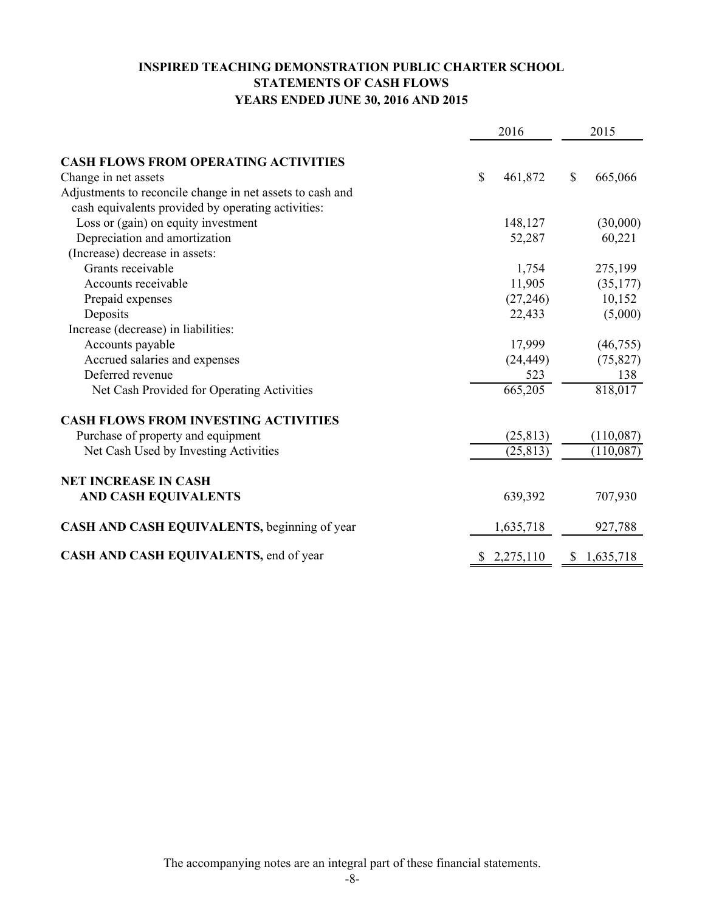# INSPIRED TEACHING DEMONSTRATION PUBLIC CHARTER SCHOOL
## STATEMENTS OF CASH FLOWS
### YEARS ENDED JUNE 30, 2016 AND 2015

| | 2016 | 2015 |
|---|---|---|
| **CASH FLOWS FROM OPERATING ACTIVITIES** | | |
| Change in net assets | $ 461,872 | $ 665,066 |
| Adjustments to reconcile change in net assets to cash and cash equivalents provided by operating activities: | | |
| Loss or (gain) on equity investment | 148,127 | (30,000) |
| Depreciation and amortization | 52,287 | 60,221 |
| (Increase) decrease in assets: | | |
| Grants receivable | 1,754 | 275,199 |
| Accounts receivable | 11,905 | (35,177) |
| Prepaid expenses | (27,246) | 10,152 |
| Deposits | 22,433 | (5,000) |
| Increase (decrease) in liabilities: | | |
| Accounts payable | 17,999 | (46,755) |
| Accrued salaries and expenses | (24,449) | (75,827) |
| Deferred revenue | 523 | 138 |
| Net Cash Provided for Operating Activities | 665,205 | 818,017 |
| **CASH FLOWS FROM INVESTING ACTIVITIES** | | |
| Purchase of property and equipment | (25,813) | (110,087) |
| Net Cash Used by Investing Activities | (25,813) | (110,087) |
| **NET INCREASE IN CASH AND CASH EQUIVALENTS** | 639,392 | 707,930 |
| **CASH AND CASH EQUIVALENTS,** beginning of year | 1,635,718 | 927,788 |
| **CASH AND CASH EQUIVALENTS,** end of year | $ 2,275,110 | $ 1,635,718 |

The accompanying notes are an integral part of these financial statements.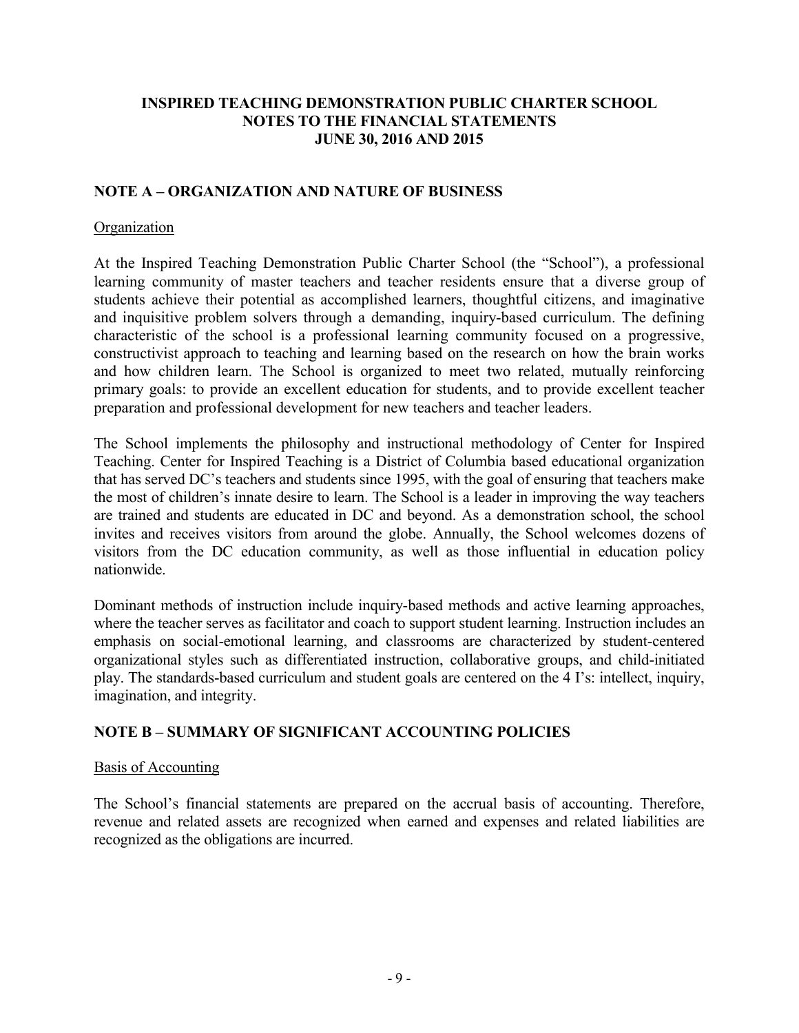# INSPIRED TEACHING DEMONSTRATION PUBLIC CHARTER SCHOOL
# NOTES TO THE FINANCIAL STATEMENTS
# JUNE 30, 2016 AND 2015

## NOTE A – ORGANIZATION AND NATURE OF BUSINESS

### Organization

At the Inspired Teaching Demonstration Public Charter School (the "School"), a professional learning community of master teachers and teacher residents ensure that a diverse group of students achieve their potential as accomplished learners, thoughtful citizens, and imaginative and inquisitive problem solvers through a demanding, inquiry-based curriculum. The defining characteristic of the school is a professional learning community focused on a progressive, constructivist approach to teaching and learning based on the research on how the brain works and how children learn. The School is organized to meet two related, mutually reinforcing primary goals: to provide an excellent education for students, and to provide excellent teacher preparation and professional development for new teachers and teacher leaders.

The School implements the philosophy and instructional methodology of Center for Inspired Teaching. Center for Inspired Teaching is a District of Columbia based educational organization that has served DC's teachers and students since 1995, with the goal of ensuring that teachers make the most of children's innate desire to learn. The School is a leader in improving the way teachers are trained and students are educated in DC and beyond. As a demonstration school, the school invites and receives visitors from around the globe. Annually, the School welcomes dozens of visitors from the DC education community, as well as those influential in education policy nationwide.

Dominant methods of instruction include inquiry-based methods and active learning approaches, where the teacher serves as facilitator and coach to support student learning. Instruction includes an emphasis on social-emotional learning, and classrooms are characterized by student-centered organizational styles such as differentiated instruction, collaborative groups, and child-initiated play. The standards-based curriculum and student goals are centered on the 4 I's: intellect, inquiry, imagination, and integrity.

## NOTE B – SUMMARY OF SIGNIFICANT ACCOUNTING POLICIES

### Basis of Accounting

The School's financial statements are prepared on the accrual basis of accounting. Therefore, revenue and related assets are recognized when earned and expenses and related liabilities are recognized as the obligations are incurred.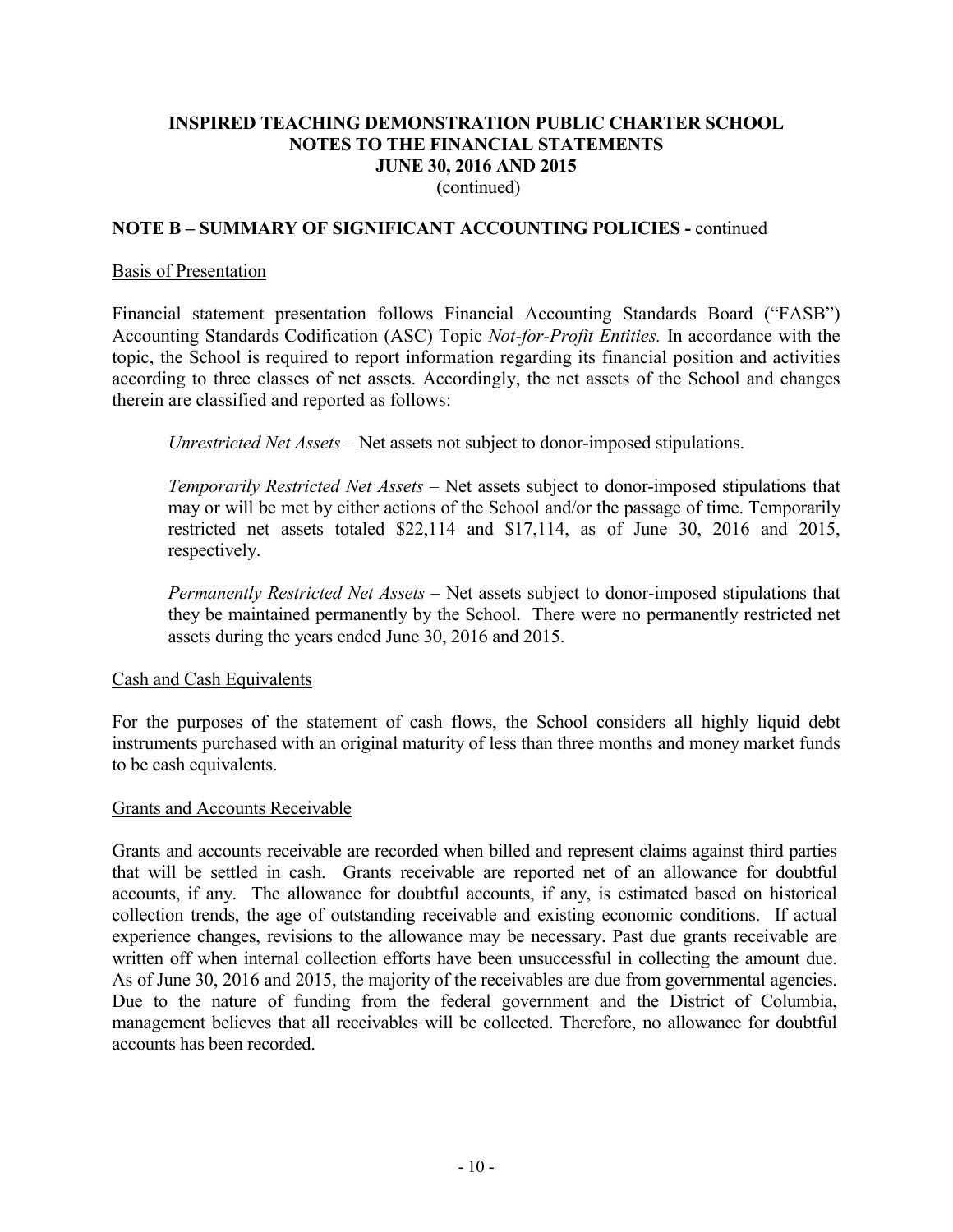## NOTE B – SUMMARY OF SIGNIFICANT ACCOUNTING POLICIES - continued

### Basis of Presentation

Financial statement presentation follows Financial Accounting Standards Board ("FASB") Accounting Standards Codification (ASC) Topic *Not-for-Profit Entities.* In accordance with the topic, the School is required to report information regarding its financial position and activities according to three classes of net assets. Accordingly, the net assets of the School and changes therein are classified and reported as follows:

*Unrestricted Net Assets* – Net assets not subject to donor-imposed stipulations.

*Temporarily Restricted Net Assets* – Net assets subject to donor-imposed stipulations that may or will be met by either actions of the School and/or the passage of time. Temporarily restricted net assets totaled \$22,114 and \$17,114, as of June 30, 2016 and 2015, respectively.

*Permanently Restricted Net Assets* – Net assets subject to donor-imposed stipulations that they be maintained permanently by the School. There were no permanently restricted net assets during the years ended June 30, 2016 and 2015.

### Cash and Cash Equivalents

For the purposes of the statement of cash flows, the School considers all highly liquid debt instruments purchased with an original maturity of less than three months and money market funds to be cash equivalents.

### Grants and Accounts Receivable

Grants and accounts receivable are recorded when billed and represent claims against third parties that will be settled in cash. Grants receivable are reported net of an allowance for doubtful accounts, if any. The allowance for doubtful accounts, if any, is estimated based on historical collection trends, the age of outstanding receivable and existing economic conditions. If actual experience changes, revisions to the allowance may be necessary. Past due grants receivable are written off when internal collection efforts have been unsuccessful in collecting the amount due. As of June 30, 2016 and 2015, the majority of the receivables are due from governmental agencies. Due to the nature of funding from the federal government and the District of Columbia, management believes that all receivables will be collected. Therefore, no allowance for doubtful accounts has been recorded.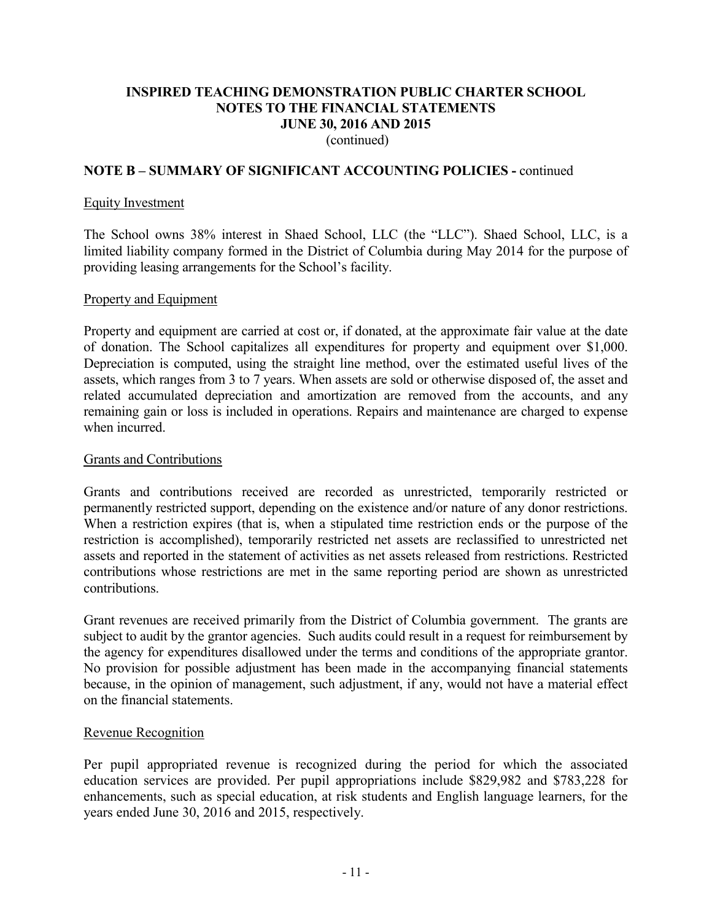# INSPIRED TEACHING DEMONSTRATION PUBLIC CHARTER SCHOOL
## NOTES TO THE FINANCIAL STATEMENTS
## JUNE 30, 2016 AND 2015
(continued)

### NOTE B – SUMMARY OF SIGNIFICANT ACCOUNTING POLICIES - continued

Equity Investment

The School owns 38% interest in Shaed School, LLC (the "LLC"). Shaed School, LLC, is a limited liability company formed in the District of Columbia during May 2014 for the purpose of providing leasing arrangements for the School's facility.

Property and Equipment

Property and equipment are carried at cost or, if donated, at the approximate fair value at the date of donation. The School capitalizes all expenditures for property and equipment over $1,000. Depreciation is computed, using the straight line method, over the estimated useful lives of the assets, which ranges from 3 to 7 years. When assets are sold or otherwise disposed of, the asset and related accumulated depreciation and amortization are removed from the accounts, and any remaining gain or loss is included in operations. Repairs and maintenance are charged to expense when incurred.

Grants and Contributions

Grants and contributions received are recorded as unrestricted, temporarily restricted or permanently restricted support, depending on the existence and/or nature of any donor restrictions. When a restriction expires (that is, when a stipulated time restriction ends or the purpose of the restriction is accomplished), temporarily restricted net assets are reclassified to unrestricted net assets and reported in the statement of activities as net assets released from restrictions. Restricted contributions whose restrictions are met in the same reporting period are shown as unrestricted contributions.

Grant revenues are received primarily from the District of Columbia government. The grants are subject to audit by the grantor agencies. Such audits could result in a request for reimbursement by the agency for expenditures disallowed under the terms and conditions of the appropriate grantor. No provision for possible adjustment has been made in the accompanying financial statements because, in the opinion of management, such adjustment, if any, would not have a material effect on the financial statements.

Revenue Recognition

Per pupil appropriated revenue is recognized during the period for which the associated education services are provided. Per pupil appropriations include $829,982 and $783,228 for enhancements, such as special education, at risk students and English language learners, for the years ended June 30, 2016 and 2015, respectively.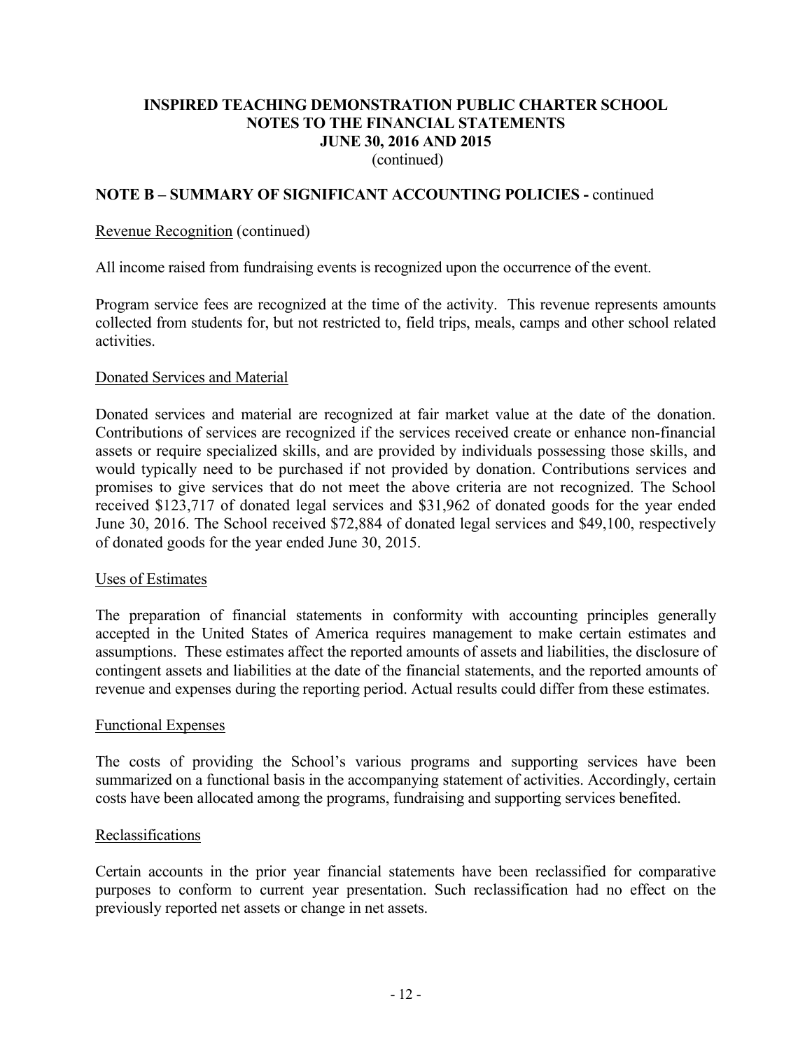**INSPIRED TEACHING DEMONSTRATION PUBLIC CHARTER SCHOOL**
**NOTES TO THE FINANCIAL STATEMENTS**
**JUNE 30, 2016 AND 2015**
(continued)

## NOTE B – SUMMARY OF SIGNIFICANT ACCOUNTING POLICIES - continued

Revenue Recognition (continued)

All income raised from fundraising events is recognized upon the occurrence of the event.

Program service fees are recognized at the time of the activity. This revenue represents amounts collected from students for, but not restricted to, field trips, meals, camps and other school related activities.

Donated Services and Material

Donated services and material are recognized at fair market value at the date of the donation. Contributions of services are recognized if the services received create or enhance non-financial assets or require specialized skills, and are provided by individuals possessing those skills, and would typically need to be purchased if not provided by donation. Contributions services and promises to give services that do not meet the above criteria are not recognized. The School received $123,717 of donated legal services and $31,962 of donated goods for the year ended June 30, 2016. The School received $72,884 of donated legal services and $49,100, respectively of donated goods for the year ended June 30, 2015.

Uses of Estimates

The preparation of financial statements in conformity with accounting principles generally accepted in the United States of America requires management to make certain estimates and assumptions. These estimates affect the reported amounts of assets and liabilities, the disclosure of contingent assets and liabilities at the date of the financial statements, and the reported amounts of revenue and expenses during the reporting period. Actual results could differ from these estimates.

Functional Expenses

The costs of providing the School's various programs and supporting services have been summarized on a functional basis in the accompanying statement of activities. Accordingly, certain costs have been allocated among the programs, fundraising and supporting services benefited.

Reclassifications

Certain accounts in the prior year financial statements have been reclassified for comparative purposes to conform to current year presentation. Such reclassification had no effect on the previously reported net assets or change in net assets.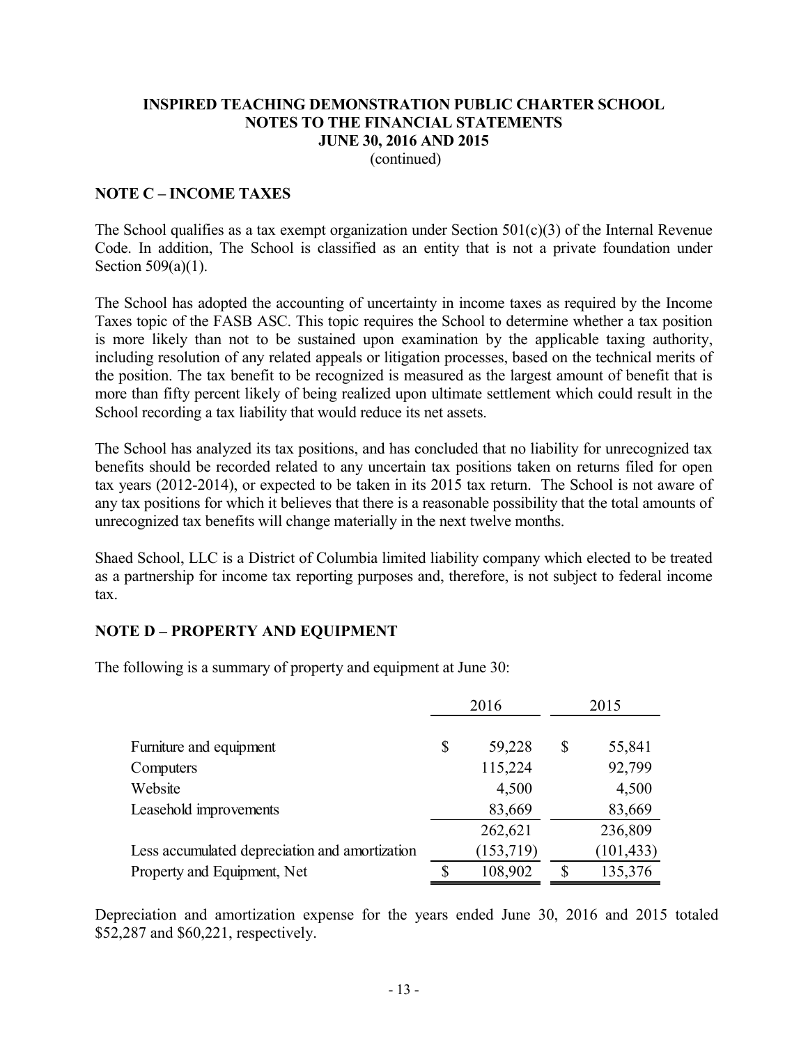## NOTE C – INCOME TAXES

The School qualifies as a tax exempt organization under Section 501(c)(3) of the Internal Revenue Code. In addition, The School is classified as an entity that is not a private foundation under Section 509(a)(1).

The School has adopted the accounting of uncertainty in income taxes as required by the Income Taxes topic of the FASB ASC. This topic requires the School to determine whether a tax position is more likely than not to be sustained upon examination by the applicable taxing authority, including resolution of any related appeals or litigation processes, based on the technical merits of the position. The tax benefit to be recognized is measured as the largest amount of benefit that is more than fifty percent likely of being realized upon ultimate settlement which could result in the School recording a tax liability that would reduce its net assets.

The School has analyzed its tax positions, and has concluded that no liability for unrecognized tax benefits should be recorded related to any uncertain tax positions taken on returns filed for open tax years (2012-2014), or expected to be taken in its 2015 tax return. The School is not aware of any tax positions for which it believes that there is a reasonable possibility that the total amounts of unrecognized tax benefits will change materially in the next twelve months.

Shaed School, LLC is a District of Columbia limited liability company which elected to be treated as a partnership for income tax reporting purposes and, therefore, is not subject to federal income tax.

## NOTE D – PROPERTY AND EQUIPMENT

The following is a summary of property and equipment at June 30:

| | 2016 | 2015 |
|---|---|---|
| Furniture and equipment | $ 59,228 | $ 55,841 |
| Computers | 115,224 | 92,799 |
| Website | 4,500 | 4,500 |
| Leasehold improvements | 83,669 | 83,669 |
| | 262,621 | 236,809 |
| Less accumulated depreciation and amortization | (153,719) | (101,433) |
| Property and Equipment, Net | $ 108,902 | $ 135,376 |

Depreciation and amortization expense for the years ended June 30, 2016 and 2015 totaled $52,287 and $60,221, respectively.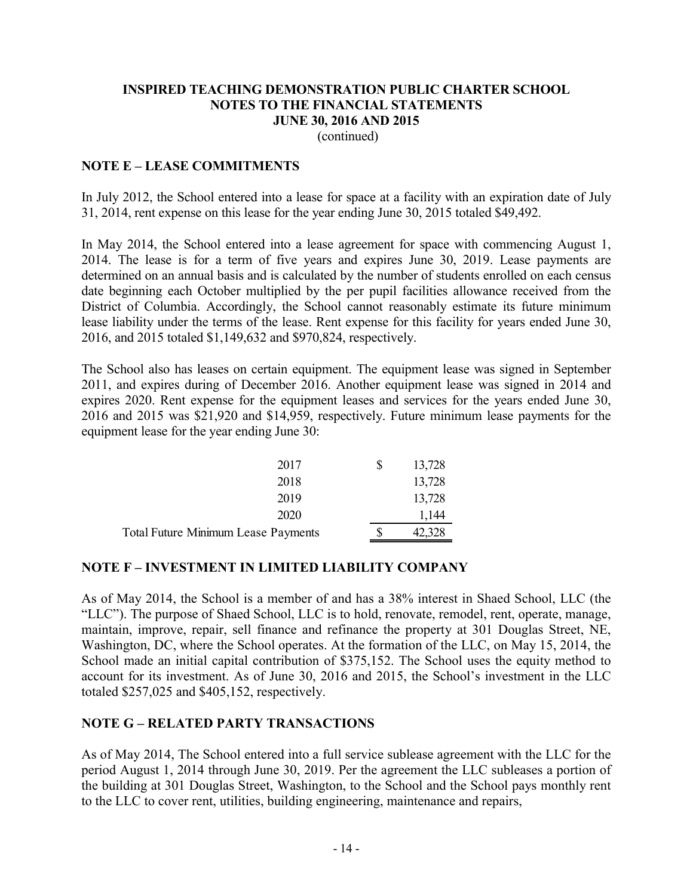# INSPIRED TEACHING DEMONSTRATION PUBLIC CHARTER SCHOOL
## NOTES TO THE FINANCIAL STATEMENTS
## JUNE 30, 2016 AND 2015
(continued)

### NOTE E – LEASE COMMITMENTS

In July 2012, the School entered into a lease for space at a facility with an expiration date of July 31, 2014, rent expense on this lease for the year ending June 30, 2015 totaled $49,492.

In May 2014, the School entered into a lease agreement for space with commencing August 1, 2014. The lease is for a term of five years and expires June 30, 2019. Lease payments are determined on an annual basis and is calculated by the number of students enrolled on each census date beginning each October multiplied by the per pupil facilities allowance received from the District of Columbia. Accordingly, the School cannot reasonably estimate its future minimum lease liability under the terms of the lease. Rent expense for this facility for years ended June 30, 2016, and 2015 totaled $1,149,632 and $970,824, respectively.

The School also has leases on certain equipment. The equipment lease was signed in September 2011, and expires during of December 2016. Another equipment lease was signed in 2014 and expires 2020. Rent expense for the equipment leases and services for the years ended June 30, 2016 and 2015 was $21,920 and $14,959, respectively. Future minimum lease payments for the equipment lease for the year ending June 30:

| | | |
|---|---|---|
| 2017 | $ | 13,728 |
| 2018 | | 13,728 |
| 2019 | | 13,728 |
| 2020 | | 1,144 |
| Total Future Minimum Lease Payments | $ | 42,328 |

### NOTE F – INVESTMENT IN LIMITED LIABILITY COMPANY

As of May 2014, the School is a member of and has a 38% interest in Shaed School, LLC (the "LLC"). The purpose of Shaed School, LLC is to hold, renovate, remodel, rent, operate, manage, maintain, improve, repair, sell finance and refinance the property at 301 Douglas Street, NE, Washington, DC, where the School operates. At the formation of the LLC, on May 15, 2014, the School made an initial capital contribution of $375,152. The School uses the equity method to account for its investment. As of June 30, 2016 and 2015, the School's investment in the LLC totaled $257,025 and $405,152, respectively.

### NOTE G – RELATED PARTY TRANSACTIONS

As of May 2014, The School entered into a full service sublease agreement with the LLC for the period August 1, 2014 through June 30, 2019. Per the agreement the LLC subleases a portion of the building at 301 Douglas Street, Washington, to the School and the School pays monthly rent to the LLC to cover rent, utilities, building engineering, maintenance and repairs,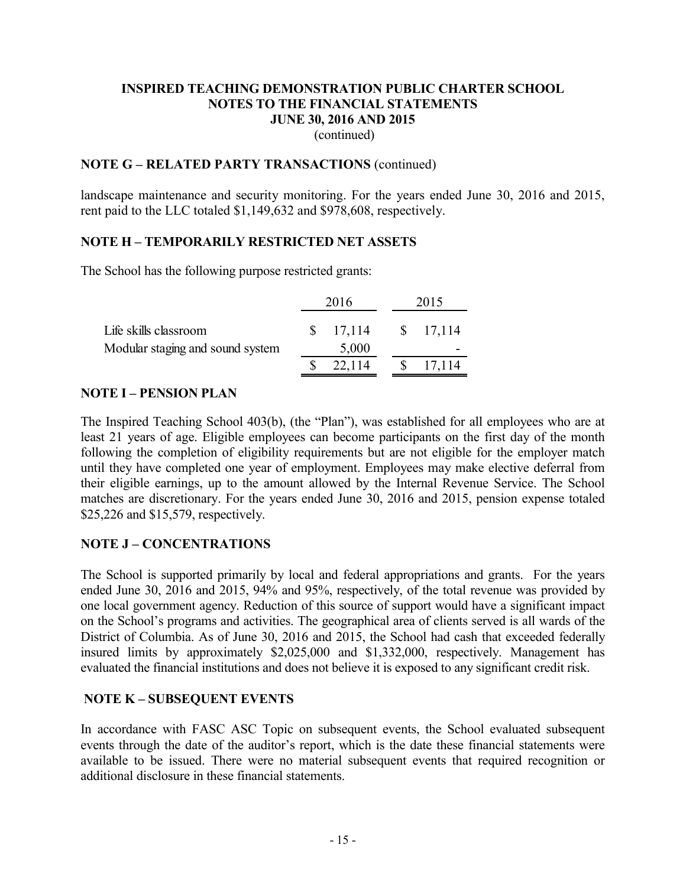# INSPIRED TEACHING DEMONSTRATION PUBLIC CHARTER SCHOOL
## NOTES TO THE FINANCIAL STATEMENTS
## JUNE 30, 2016 AND 2015
(continued)

### NOTE G – RELATED PARTY TRANSACTIONS (continued)

landscape maintenance and security monitoring. For the years ended June 30, 2016 and 2015, rent paid to the LLC totaled $1,149,632 and $978,608, respectively.

### NOTE H – TEMPORARILY RESTRICTED NET ASSETS

The School has the following purpose restricted grants:

| | 2016 | 2015 |
|---|---|---|
| Life skills classroom | $ 17,114 | $ 17,114 |
| Modular staging and sound system | 5,000 | - |
| | $ 22,114 | $ 17,114 |

### NOTE I – PENSION PLAN

The Inspired Teaching School 403(b), (the "Plan"), was established for all employees who are at least 21 years of age. Eligible employees can become participants on the first day of the month following the completion of eligibility requirements but are not eligible for the employer match until they have completed one year of employment. Employees may make elective deferral from their eligible earnings, up to the amount allowed by the Internal Revenue Service. The School matches are discretionary. For the years ended June 30, 2016 and 2015, pension expense totaled $25,226 and $15,579, respectively.

### NOTE J – CONCENTRATIONS

The School is supported primarily by local and federal appropriations and grants. For the years ended June 30, 2016 and 2015, 94% and 95%, respectively, of the total revenue was provided by one local government agency. Reduction of this source of support would have a significant impact on the School's programs and activities. The geographical area of clients served is all wards of the District of Columbia. As of June 30, 2016 and 2015, the School had cash that exceeded federally insured limits by approximately $2,025,000 and $1,332,000, respectively. Management has evaluated the financial institutions and does not believe it is exposed to any significant credit risk.

### NOTE K – SUBSEQUENT EVENTS

In accordance with FASC ASC Topic on subsequent events, the School evaluated subsequent events through the date of the auditor's report, which is the date these financial statements were available to be issued. There were no material subsequent events that required recognition or additional disclosure in these financial statements.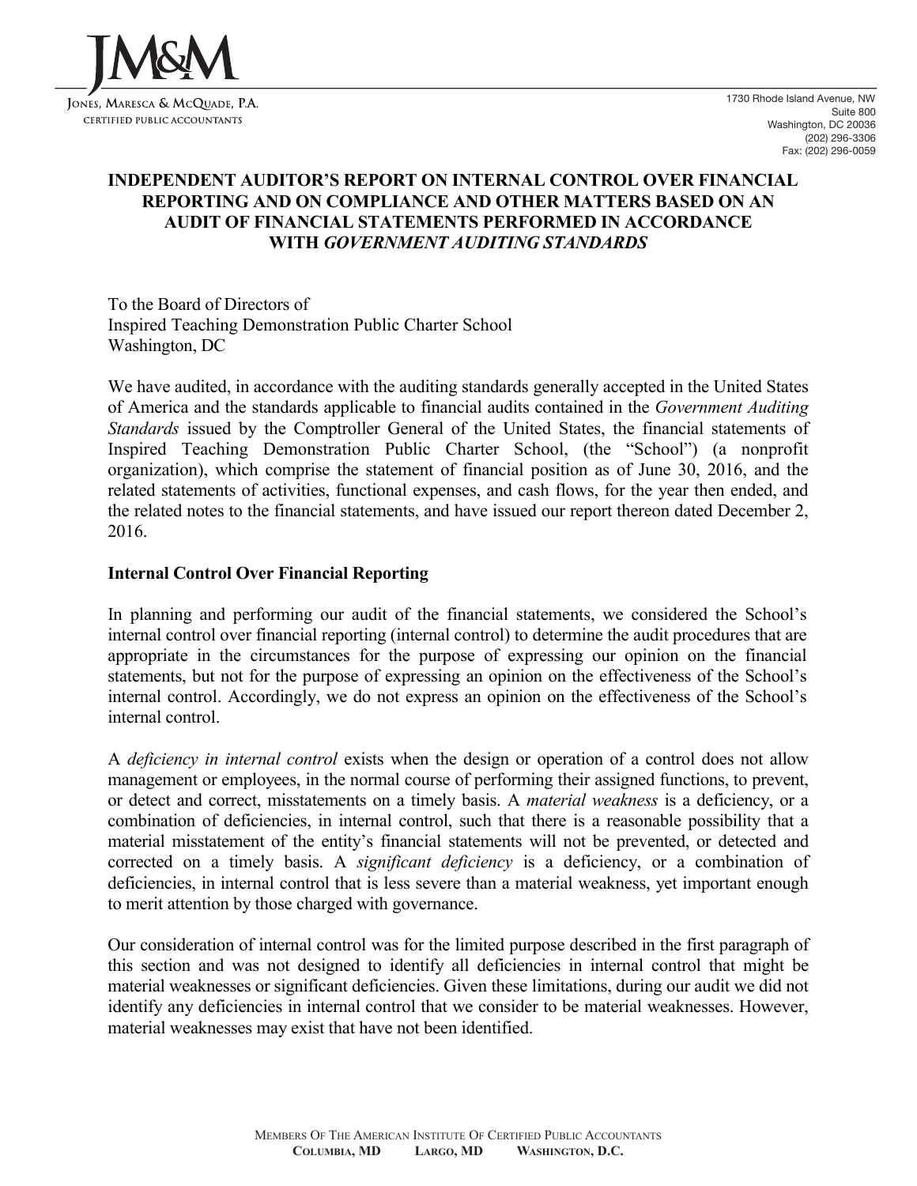JM&M

Jones, Maresca & McQuade, P.A.
CERTIFIED PUBLIC ACCOUNTANTS

1730 Rhode Island Avenue, NW
Suite 800
Washington, DC 20036
(202) 296-3306
Fax: (202) 296-0059

# INDEPENDENT AUDITOR'S REPORT ON INTERNAL CONTROL OVER FINANCIAL REPORTING AND ON COMPLIANCE AND OTHER MATTERS BASED ON AN AUDIT OF FINANCIAL STATEMENTS PERFORMED IN ACCORDANCE WITH *GOVERNMENT AUDITING STANDARDS*

To the Board of Directors of
Inspired Teaching Demonstration Public Charter School
Washington, DC

We have audited, in accordance with the auditing standards generally accepted in the United States of America and the standards applicable to financial audits contained in the *Government Auditing Standards* issued by the Comptroller General of the United States, the financial statements of Inspired Teaching Demonstration Public Charter School, (the "School") (a nonprofit organization), which comprise the statement of financial position as of June 30, 2016, and the related statements of activities, functional expenses, and cash flows, for the year then ended, and the related notes to the financial statements, and have issued our report thereon dated December 2, 2016.

## Internal Control Over Financial Reporting

In planning and performing our audit of the financial statements, we considered the School's internal control over financial reporting (internal control) to determine the audit procedures that are appropriate in the circumstances for the purpose of expressing our opinion on the financial statements, but not for the purpose of expressing an opinion on the effectiveness of the School's internal control. Accordingly, we do not express an opinion on the effectiveness of the School's internal control.

A *deficiency in internal control* exists when the design or operation of a control does not allow management or employees, in the normal course of performing their assigned functions, to prevent, or detect and correct, misstatements on a timely basis. A *material weakness* is a deficiency, or a combination of deficiencies, in internal control, such that there is a reasonable possibility that a material misstatement of the entity's financial statements will not be prevented, or detected and corrected on a timely basis. A *significant deficiency* is a deficiency, or a combination of deficiencies, in internal control that is less severe than a material weakness, yet important enough to merit attention by those charged with governance.

Our consideration of internal control was for the limited purpose described in the first paragraph of this section and was not designed to identify all deficiencies in internal control that might be material weaknesses or significant deficiencies. Given these limitations, during our audit we did not identify any deficiencies in internal control that we consider to be material weaknesses. However, material weaknesses may exist that have not been identified.

Members Of The American Institute Of Certified Public Accountants
**Columbia, MD Largo, MD Washington, D.C.**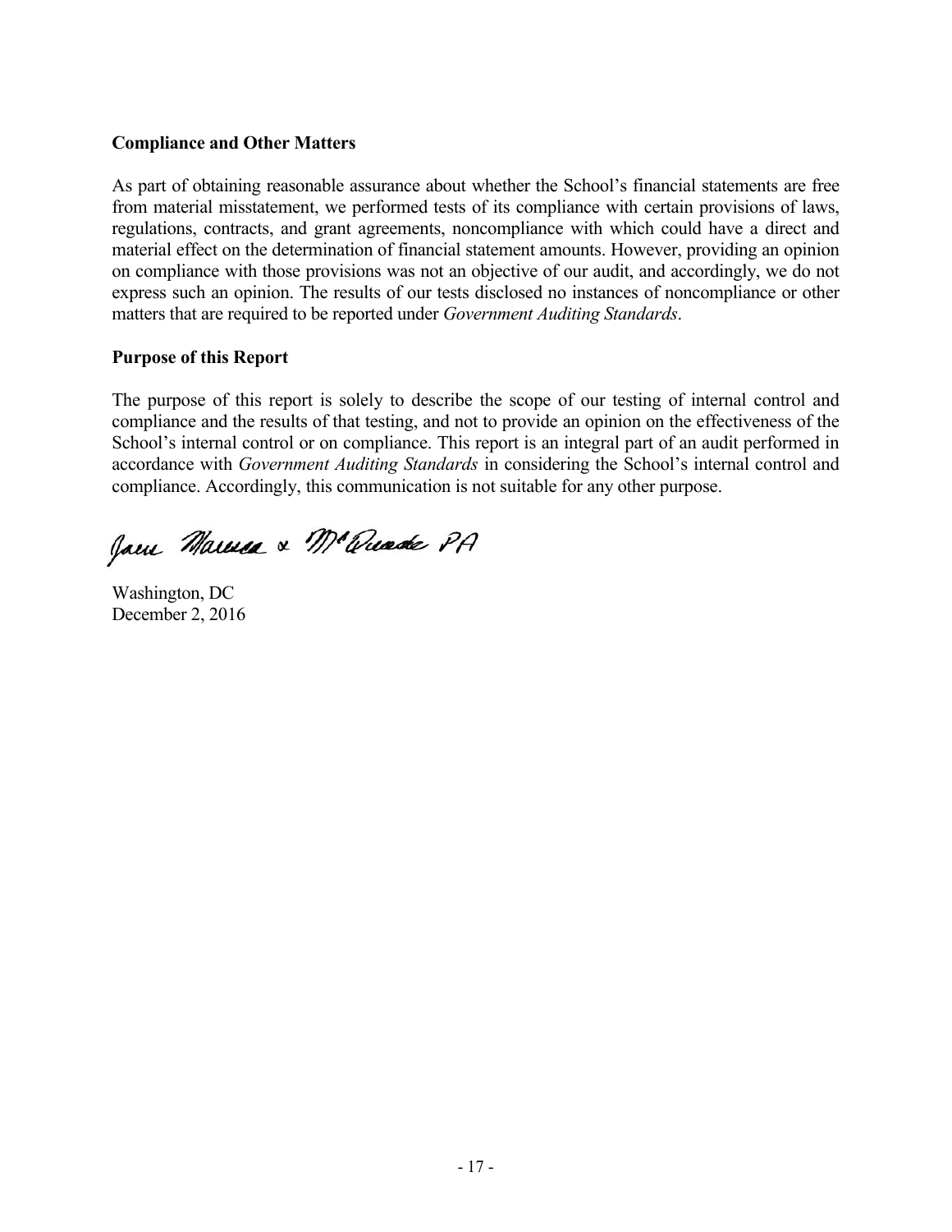**Compliance and Other Matters**

As part of obtaining reasonable assurance about whether the School's financial statements are free from material misstatement, we performed tests of its compliance with certain provisions of laws, regulations, contracts, and grant agreements, noncompliance with which could have a direct and material effect on the determination of financial statement amounts. However, providing an opinion on compliance with those provisions was not an objective of our audit, and accordingly, we do not express such an opinion. The results of our tests disclosed no instances of noncompliance or other matters that are required to be reported under *Government Auditing Standards*.

**Purpose of this Report**

The purpose of this report is solely to describe the scope of our testing of internal control and compliance and the results of that testing, and not to provide an opinion on the effectiveness of the School's internal control or on compliance. This report is an integral part of an audit performed in accordance with *Government Auditing Standards* in considering the School's internal control and compliance. Accordingly, this communication is not suitable for any other purpose.

Jaru Marusa & McQuade PA

Washington, DC
December 2, 2016